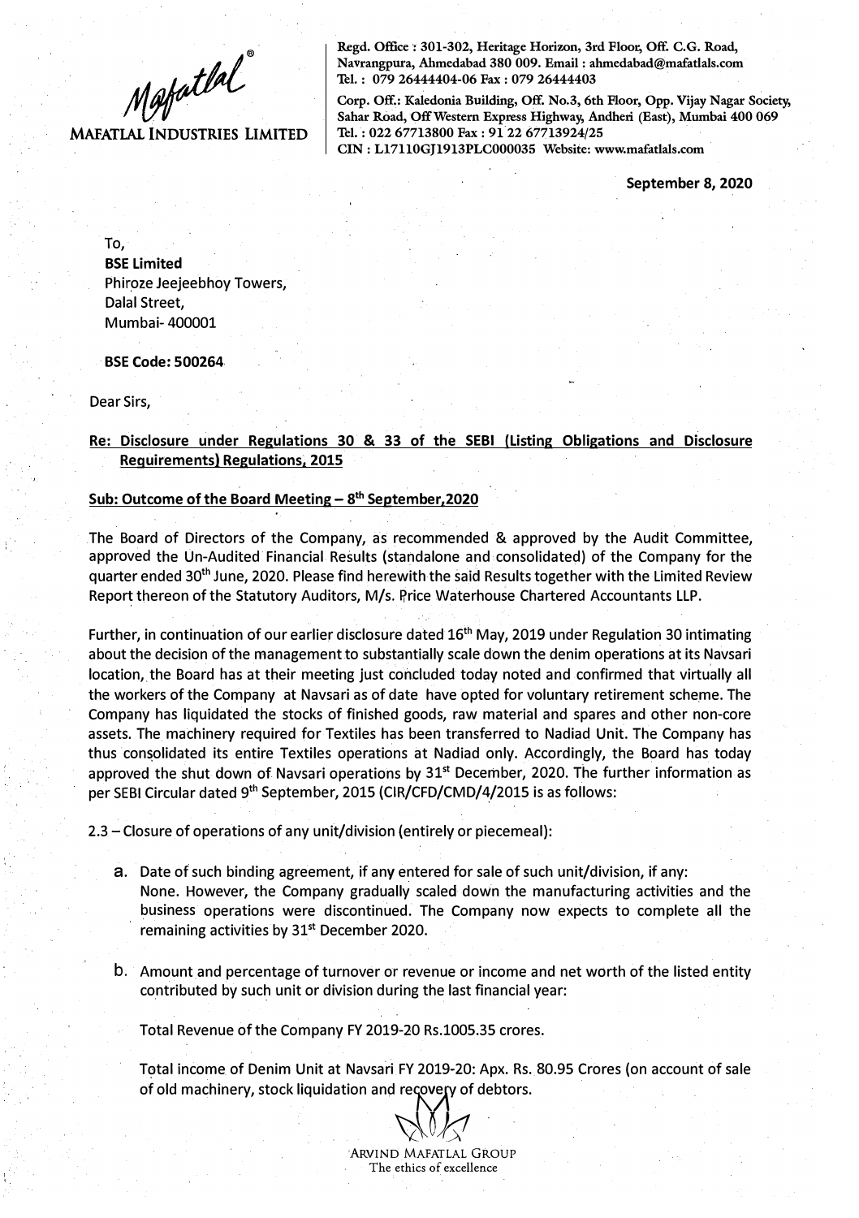**MAFATLAL INDUSTRIES LIMITED**

Regd. Office : 301-302, Heritage Horizon, 3rd Floor, Off. C.G. Road, Navrangpura, Ahmedabad 380 009. Email : ahmedabad@mafatlals.com
Tel. : 079 26444404-06 Fax : 079 26444403
Corp. Off.: Kaledonia Building, Off. No.3, 6th Floor, Opp. Vijay Nagar Society, Sahar Road, Off Western Express Highway, Andheri (East), Mumbai 400 069
Tel. : 022 67713800 Fax : 91 22 67713924/25
CIN : L17110GJ1913PLC000035 Website: www.mafatlals.com

**September 8, 2020**

To,
**BSE Limited**
Phiroze Jeejeebhoy Towers,
Dalal Street,
Mumbai- 400001

**BSE Code: 500264**

Dear Sirs,

**Re: Disclosure under Regulations 30 & 33 of the SEBI (Listing Obligations and Disclosure Requirements) Regulations, 2015**

**Sub: Outcome of the Board Meeting – 8th September,2020**

The Board of Directors of the Company, as recommended & approved by the Audit Committee, approved the Un-Audited Financial Results (standalone and consolidated) of the Company for the quarter ended 30th June, 2020. Please find herewith the said Results together with the Limited Review Report thereon of the Statutory Auditors, M/s. Price Waterhouse Chartered Accountants LLP.

Further, in continuation of our earlier disclosure dated 16th May, 2019 under Regulation 30 intimating about the decision of the management to substantially scale down the denim operations at its Navsari location, the Board has at their meeting just concluded today noted and confirmed that virtually all the workers of the Company at Navsari as of date have opted for voluntary retirement scheme. The Company has liquidated the stocks of finished goods, raw material and spares and other non-core assets. The machinery required for Textiles has been transferred to Nadiad Unit. The Company has thus consolidated its entire Textiles operations at Nadiad only. Accordingly, the Board has today approved the shut down of Navsari operations by 31st December, 2020. The further information as per SEBI Circular dated 9th September, 2015 (CIR/CFD/CMD/4/2015 is as follows:

2.3 – Closure of operations of any unit/division (entirely or piecemeal):

a. Date of such binding agreement, if any entered for sale of such unit/division, if any:
None. However, the Company gradually scaled down the manufacturing activities and the business operations were discontinued. The Company now expects to complete all the remaining activities by 31st December 2020.

b. Amount and percentage of turnover or revenue or income and net worth of the listed entity contributed by such unit or division during the last financial year:

Total Revenue of the Company FY 2019-20 Rs.1005.35 crores.

Total income of Denim Unit at Navsari FY 2019-20: Apx. Rs. 80.95 Crores (on account of sale of old machinery, stock liquidation and recovery of debtors.

ARVIND MAFATLAL GROUP
The ethics of excellence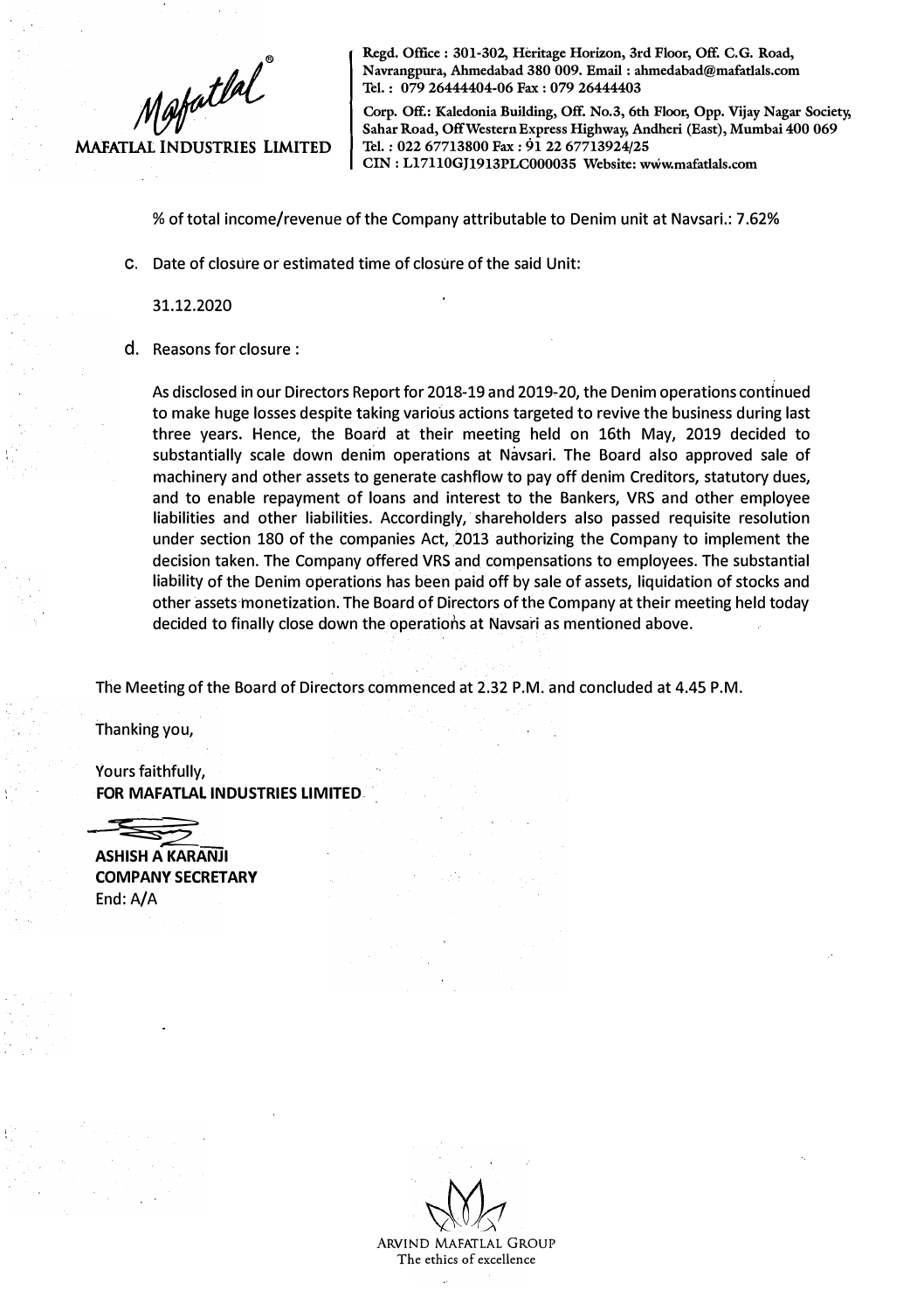% of total income/revenue of the Company attributable to Denim unit at Navsari.: 7.62%

c. Date of closure or estimated time of closure of the said Unit:

   31.12.2020

d. Reasons for closure :

   As disclosed in our Directors Report for 2018-19 and 2019-20, the Denim operations continued to make huge losses despite taking various actions targeted to revive the business during last three years. Hence, the Board at their meeting held on 16th May, 2019 decided to substantially scale down denim operations at Navsari. The Board also approved sale of machinery and other assets to generate cashflow to pay off denim Creditors, statutory dues, and to enable repayment of loans and interest to the Bankers, VRS and other employee liabilities and other liabilities. Accordingly, shareholders also passed requisite resolution under section 180 of the companies Act, 2013 authorizing the Company to implement the decision taken. The Company offered VRS and compensations to employees. The substantial liability of the Denim operations has been paid off by sale of assets, liquidation of stocks and other assets monetization. The Board of Directors of the Company at their meeting held today decided to finally close down the operations at Navsari as mentioned above.

The Meeting of the Board of Directors commenced at 2.32 P.M. and concluded at 4.45 P.M.

Thanking you,

Yours faithfully,
**FOR MAFATLAL INDUSTRIES LIMITED**

**ASHISH A KARANJI**
**COMPANY SECRETARY**
End: A/A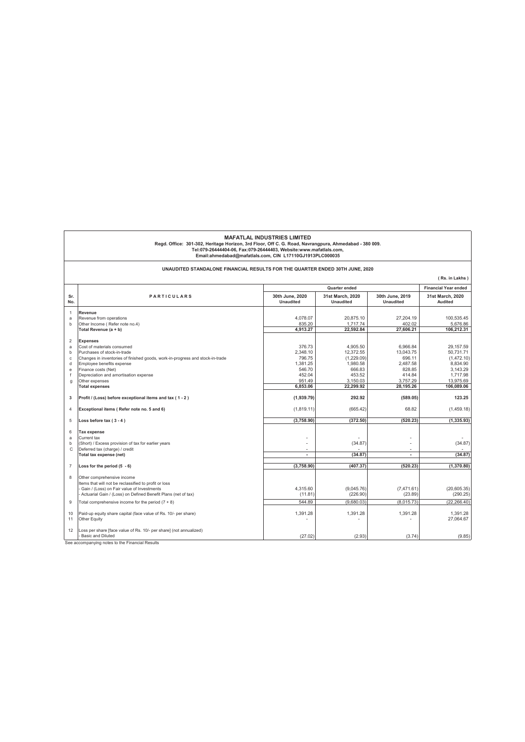# MAFATLAL INDUSTRIES LIMITED

**Regd. Office: 301-302, Heritage Horizon, 3rd Floor, Off C. G. Road, Navrangpura, Ahmedabad - 380 009.**
**Tel:079-26444404-06, Fax:079-26444403, Website:www.mafatlals.com,**
**Email:ahmedabad@mafatlals.com, CIN L17110GJ1913PLC000035**

## UNAUDITED STANDALONE FINANCIAL RESULTS FOR THE QUARTER ENDED 30TH JUNE, 2020

**( Rs. in Lakhs )**

| Sr. No. | PARTICULARS | Quarter ended | | | Financial Year ended |
|---|---|---|---|---|---|
| | | 30th June, 2020 Unaudited | 31st March, 2020 Unaudited | 30th June, 2019 Unaudited | 31st March, 2020 Audited |
| 1 | **Revenue** | | | | |
| a | Revenue from operations | 4,078.07 | 20,875.10 | 27,204.19 | 100,535.45 |
| b | Other Income ( Refer note no.4) | 835.20 | 1,717.74 | 402.02 | 5,676.86 |
| | **Total Revenue (a + b)** | **4,913.27** | **22,592.84** | **27,606.21** | **106,212.31** |
| 2 | **Expenses** | | | | |
| a | Cost of materials consumed | 376.73 | 4,905.50 | 6,966.84 | 29,157.59 |
| b | Purchases of stock-in-trade | 2,348.10 | 12,372.55 | 13,043.75 | 50,731.71 |
| c | Changes in inventories of finished goods, work-in-progress and stock-in-trade | 796.75 | (1,229.09) | 696.11 | (1,472.10) |
| d | Employee benefits expense | 1,381.25 | 1,980.58 | 2,487.58 | 8,834.90 |
| e | Finance costs (Net) | 546.70 | 666.83 | 828.85 | 3,143.29 |
| f | Depreciation and amortisation expense | 452.04 | 453.52 | 414.84 | 1,717.98 |
| g | Other expenses | 951.49 | 3,150.03 | 3,757.29 | 13,975.69 |
| | **Total expenses** | **6,853.06** | **22,299.92** | **28,195.26** | **106,089.06** |
| 3 | **Profit / (Loss) before exceptional items and tax ( 1 - 2 )** | **(1,939.79)** | **292.92** | **(589.05)** | **123.25** |
| 4 | **Exceptional items ( Refer note no. 5 and 6)** | (1,819.11) | (665.42) | 68.82 | (1,459.18) |
| 5 | **Loss before tax ( 3 - 4 )** | **(3,758.90)** | **(372.50)** | **(520.23)** | **(1,335.93)** |
| 6 | **Tax expense** | | | | |
| a | Current tax | - | - | - | - |
| b | (Short) / Excess provision of tax for earlier years | - | (34.87) | - | (34.87) |
| C | Deferred tax (charge) / credit | - | - | - | - |
| | **Total tax expense (net)** | **-** | **(34.87)** | **-** | **(34.87)** |
| 7 | **Loss for the period (5 - 6)** | **(3,758.90)** | **(407.37)** | **(520.23)** | **(1,370.80)** |
| 8 | Other comprehensive income<br>Items that will not be reclassified to profit or loss | | | | |
| | - Gain / (Loss) on Fair value of Investments | 4,315.60 | (9,045.76) | (7,471.61) | (20,605.35) |
| | - Actuarial Gain / (Loss) on Defined Benefit Plans (net of tax) | (11.81) | (226.90) | (23.89) | (290.25) |
| 9 | Total comprehensive income for the period (7 + 8) | 544.89 | (9,680.03) | (8,015.73) | (22,266.40) |
| 10 | Paid-up equity share capital (face value of Rs. 10/- per share) | 1,391.28 | 1,391.28 | 1,391.28 | 1,391.28 |
| 11 | Other Equity | - | - | - | 27,064.67 |
| 12 | Loss per share [face value of Rs. 10/- per share] (not annualized)<br>- Basic and Diluted | (27.02) | (2.93) | (3.74) | (9.85) |

See accompanying notes to the Financial Results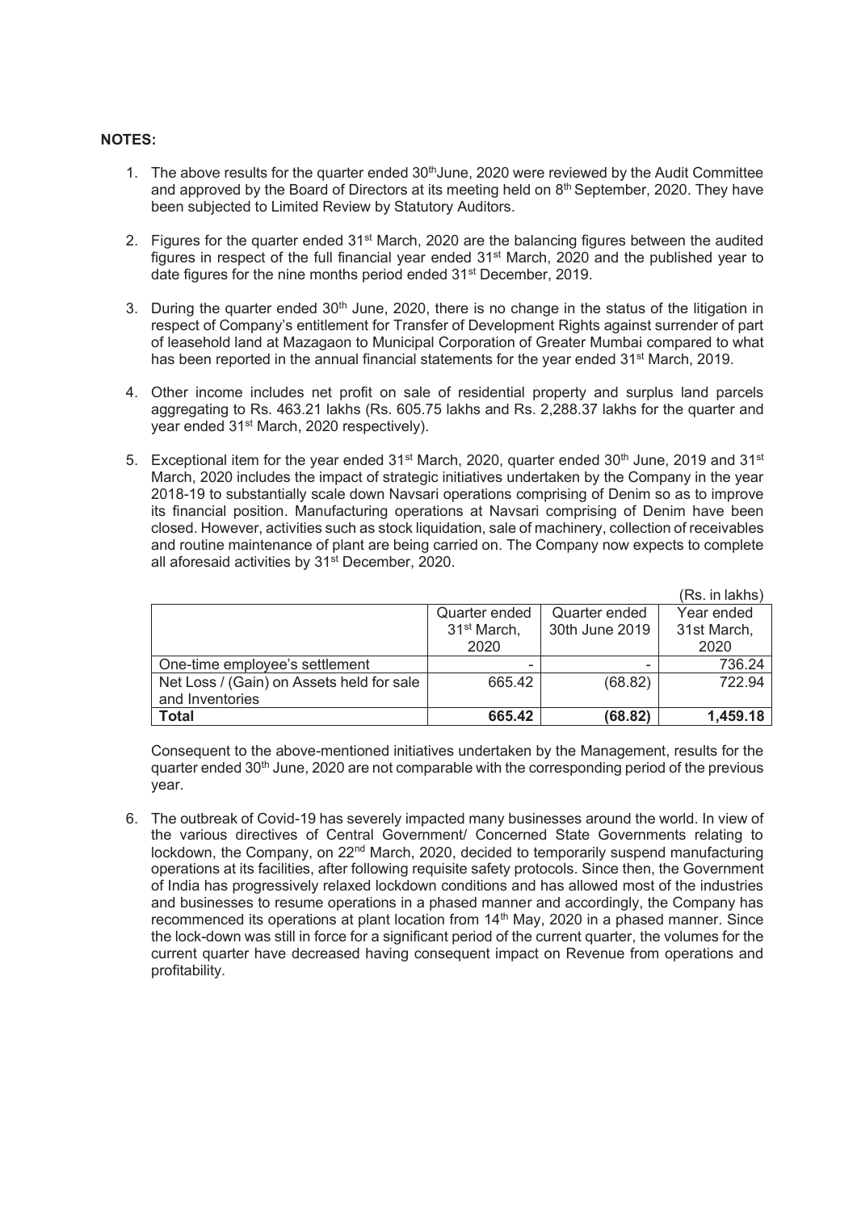**NOTES:**

1. The above results for the quarter ended 30th June, 2020 were reviewed by the Audit Committee and approved by the Board of Directors at its meeting held on 8th September, 2020. They have been subjected to Limited Review by Statutory Auditors.

2. Figures for the quarter ended 31st March, 2020 are the balancing figures between the audited figures in respect of the full financial year ended 31st March, 2020 and the published year to date figures for the nine months period ended 31st December, 2019.

3. During the quarter ended 30th June, 2020, there is no change in the status of the litigation in respect of Company's entitlement for Transfer of Development Rights against surrender of part of leasehold land at Mazagaon to Municipal Corporation of Greater Mumbai compared to what has been reported in the annual financial statements for the year ended 31st March, 2019.

4. Other income includes net profit on sale of residential property and surplus land parcels aggregating to Rs. 463.21 lakhs (Rs. 605.75 lakhs and Rs. 2,288.37 lakhs for the quarter and year ended 31st March, 2020 respectively).

5. Exceptional item for the year ended 31st March, 2020, quarter ended 30th June, 2019 and 31st March, 2020 includes the impact of strategic initiatives undertaken by the Company in the year 2018-19 to substantially scale down Navsari operations comprising of Denim so as to improve its financial position. Manufacturing operations at Navsari comprising of Denim have been closed. However, activities such as stock liquidation, sale of machinery, collection of receivables and routine maintenance of plant are being carried on. The Company now expects to complete all aforesaid activities by 31st December, 2020.

(Rs. in lakhs)

| | Quarter ended 31st March, 2020 | Quarter ended 30th June 2019 | Year ended 31st March, 2020 |
|---|---|---|---|
| One-time employee's settlement | - | - | 736.24 |
| Net Loss / (Gain) on Assets held for sale and Inventories | 665.42 | (68.82) | 722.94 |
| **Total** | **665.42** | **(68.82)** | **1,459.18** |

Consequent to the above-mentioned initiatives undertaken by the Management, results for the quarter ended 30th June, 2020 are not comparable with the corresponding period of the previous year.

6. The outbreak of Covid-19 has severely impacted many businesses around the world. In view of the various directives of Central Government/ Concerned State Governments relating to lockdown, the Company, on 22nd March, 2020, decided to temporarily suspend manufacturing operations at its facilities, after following requisite safety protocols. Since then, the Government of India has progressively relaxed lockdown conditions and has allowed most of the industries and businesses to resume operations in a phased manner and accordingly, the Company has recommenced its operations at plant location from 14th May, 2020 in a phased manner. Since the lock-down was still in force for a significant period of the current quarter, the volumes for the current quarter have decreased having consequent impact on Revenue from operations and profitability.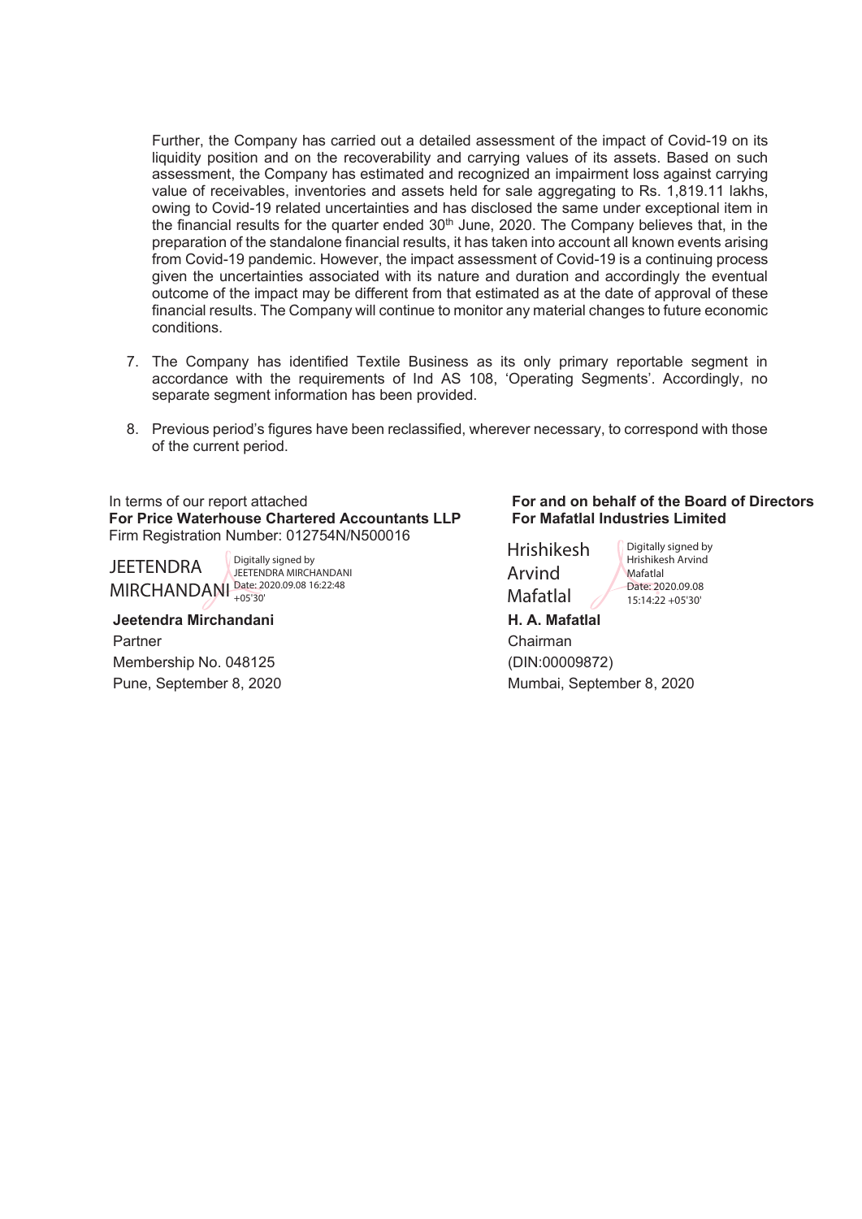Further, the Company has carried out a detailed assessment of the impact of Covid-19 on its liquidity position and on the recoverability and carrying values of its assets. Based on such assessment, the Company has estimated and recognized an impairment loss against carrying value of receivables, inventories and assets held for sale aggregating to Rs. 1,819.11 lakhs, owing to Covid-19 related uncertainties and has disclosed the same under exceptional item in the financial results for the quarter ended 30th June, 2020. The Company believes that, in the preparation of the standalone financial results, it has taken into account all known events arising from Covid-19 pandemic. However, the impact assessment of Covid-19 is a continuing process given the uncertainties associated with its nature and duration and accordingly the eventual outcome of the impact may be different from that estimated as at the date of approval of these financial results. The Company will continue to monitor any material changes to future economic conditions.

7. The Company has identified Textile Business as its only primary reportable segment in accordance with the requirements of Ind AS 108, 'Operating Segments'. Accordingly, no separate segment information has been provided.

8. Previous period's figures have been reclassified, wherever necessary, to correspond with those of the current period.

In terms of our report attached
**For Price Waterhouse Chartered Accountants LLP**
Firm Registration Number: 012754N/N500016

JEETENDRA MIRCHANDANI
Digitally signed by JEETENDRA MIRCHANDANI
Date: 2020.09.08 16:22:48 +05'30'

**Jeetendra Mirchandani**
Partner
Membership No. 048125
Pune, September 8, 2020

**For and on behalf of the Board of Directors**
**For Mafatlal Industries Limited**

Hrishikesh Arvind Mafatlal
Digitally signed by Hrishikesh Arvind Mafatlal
Date: 2020.09.08 15:14:22 +05'30'

**H. A. Mafatlal**
Chairman
(DIN:00009872)
Mumbai, September 8, 2020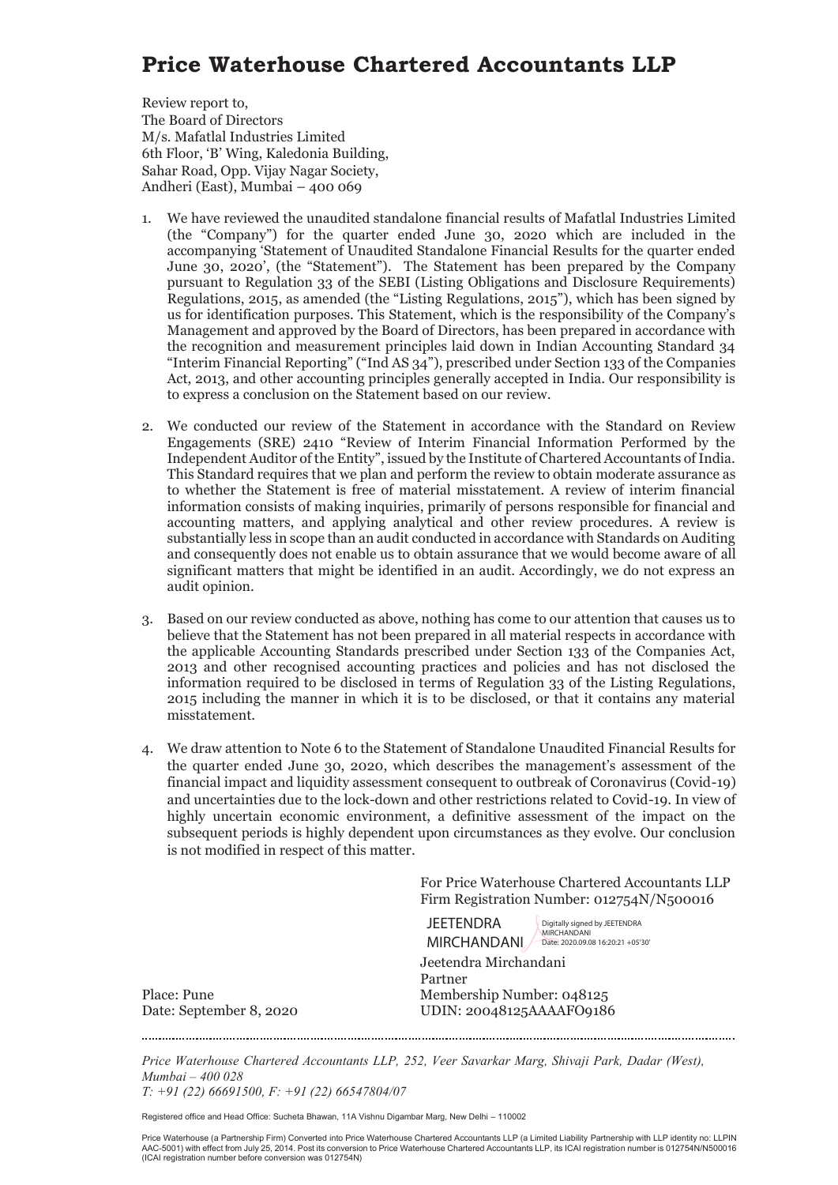# Price Waterhouse Chartered Accountants LLP

Review report to,
The Board of Directors
M/s. Mafatlal Industries Limited
6th Floor, 'B' Wing, Kaledonia Building,
Sahar Road, Opp. Vijay Nagar Society,
Andheri (East), Mumbai – 400 069

1. We have reviewed the unaudited standalone financial results of Mafatlal Industries Limited (the "Company") for the quarter ended June 30, 2020 which are included in the accompanying 'Statement of Unaudited Standalone Financial Results for the quarter ended June 30, 2020', (the "Statement"). The Statement has been prepared by the Company pursuant to Regulation 33 of the SEBI (Listing Obligations and Disclosure Requirements) Regulations, 2015, as amended (the "Listing Regulations, 2015"), which has been signed by us for identification purposes. This Statement, which is the responsibility of the Company's Management and approved by the Board of Directors, has been prepared in accordance with the recognition and measurement principles laid down in Indian Accounting Standard 34 "Interim Financial Reporting" ("Ind AS 34"), prescribed under Section 133 of the Companies Act, 2013, and other accounting principles generally accepted in India. Our responsibility is to express a conclusion on the Statement based on our review.

2. We conducted our review of the Statement in accordance with the Standard on Review Engagements (SRE) 2410 "Review of Interim Financial Information Performed by the Independent Auditor of the Entity", issued by the Institute of Chartered Accountants of India. This Standard requires that we plan and perform the review to obtain moderate assurance as to whether the Statement is free of material misstatement. A review of interim financial information consists of making inquiries, primarily of persons responsible for financial and accounting matters, and applying analytical and other review procedures. A review is substantially less in scope than an audit conducted in accordance with Standards on Auditing and consequently does not enable us to obtain assurance that we would become aware of all significant matters that might be identified in an audit. Accordingly, we do not express an audit opinion.

3. Based on our review conducted as above, nothing has come to our attention that causes us to believe that the Statement has not been prepared in all material respects in accordance with the applicable Accounting Standards prescribed under Section 133 of the Companies Act, 2013 and other recognised accounting practices and policies and has not disclosed the information required to be disclosed in terms of Regulation 33 of the Listing Regulations, 2015 including the manner in which it is to be disclosed, or that it contains any material misstatement.

4. We draw attention to Note 6 to the Statement of Standalone Unaudited Financial Results for the quarter ended June 30, 2020, which describes the management's assessment of the financial impact and liquidity assessment consequent to outbreak of Coronavirus (Covid-19) and uncertainties due to the lock-down and other restrictions related to Covid-19. In view of highly uncertain economic environment, a definitive assessment of the impact on the subsequent periods is highly dependent upon circumstances as they evolve. Our conclusion is not modified in respect of this matter.

For Price Waterhouse Chartered Accountants LLP
Firm Registration Number: 012754N/N500016

JEETENDRA MIRCHANDANI
Digitally signed by JEETENDRA MIRCHANDANI
Date: 2020.09.08 16:20:21 +05'30'

Jeetendra Mirchandani
Partner
Membership Number: 048125
UDIN: 20048125AAAAFO9186

Place: Pune
Date: September 8, 2020

---

*Price Waterhouse Chartered Accountants LLP, 252, Veer Savarkar Marg, Shivaji Park, Dadar (West), Mumbai – 400 028*
*T: +91 (22) 66691500, F: +91 (22) 66547804/07*

Registered office and Head Office: Sucheta Bhawan, 11A Vishnu Digambar Marg, New Delhi – 110002

Price Waterhouse (a Partnership Firm) Converted into Price Waterhouse Chartered Accountants LLP (a Limited Liability Partnership with LLP identity no: LLPIN AAC-5001) with effect from July 25, 2014. Post its conversion to Price Waterhouse Chartered Accountants LLP, its ICAI registration number is 012754N/N500016 (ICAI registration number before conversion was 012754N)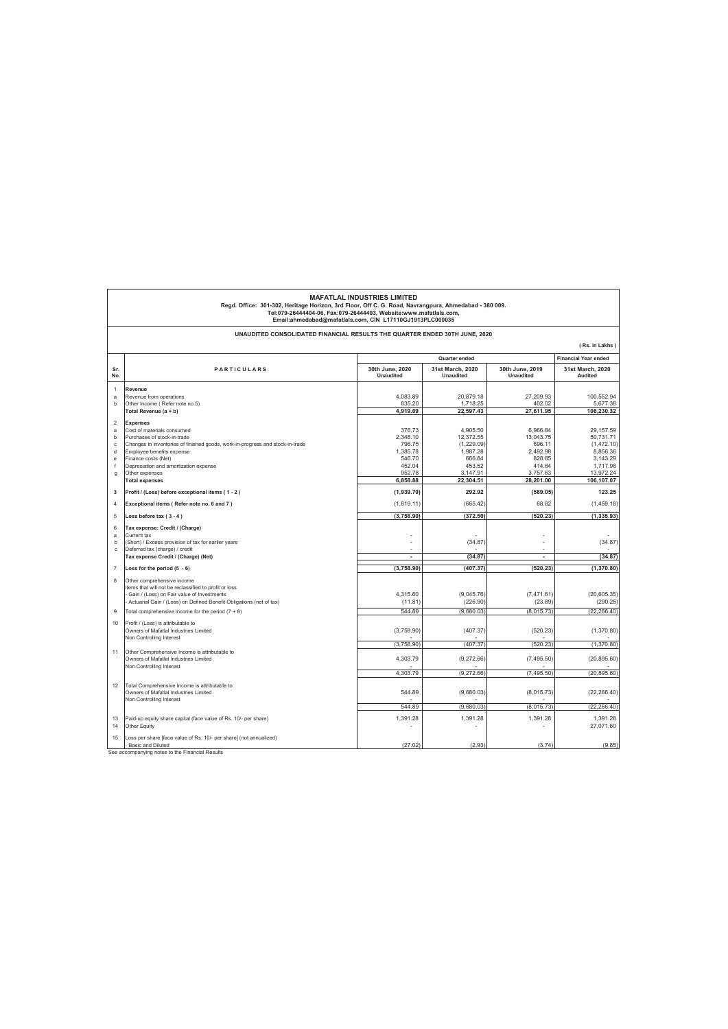**MAFATLAL INDUSTRIES LIMITED**
**Regd. Office: 301-302, Heritage Horizon, 3rd Floor, Off C. G. Road, Navrangpura, Ahmedabad - 380 009.**
**Tel:079-26444404-06, Fax:079-26444403, Website:www.mafatlals.com,**
**Email:ahmedabad@mafatlals.com, CIN L17110GJ1913PLC000035**

**UNAUDITED CONSOLIDATED FINANCIAL RESULTS THE QUARTER ENDED 30TH JUNE, 2020**

( Rs. in Lakhs )

| Sr. No. | PARTICULARS | Quarter ended | | | Financial Year ended |
|---|---|---|---|---|---|
| | | 30th June, 2020 Unaudited | 31st March, 2020 Unaudited | 30th June, 2019 Unaudited | 31st March, 2020 Audited |
| 1 | **Revenue** | | | | |
| a | Revenue from operations | 4,083.89 | 20,879.18 | 27,209.93 | 100,552.94 |
| b | Other Income ( Refer note no.5) | 835.20 | 1,718.25 | 402.02 | 5,677.38 |
| | **Total Revenue (a + b)** | **4,919.09** | **22,597.43** | **27,611.95** | **106,230.32** |
| 2 | **Expenses** | | | | |
| a | Cost of materials consumed | 376.73 | 4,905.50 | 6,966.84 | 29,157.59 |
| b | Purchases of stock-in-trade | 2,348.10 | 12,372.55 | 13,043.75 | 50,731.71 |
| c | Changes in inventories of finished goods, work-in-progress and stock-in-trade | 796.75 | (1,229.09) | 696.11 | (1,472.10) |
| d | Employee benefits expense | 1,385.78 | 1,987.28 | 2,492.98 | 8,856.36 |
| e | Finance costs (Net) | 546.70 | 666.84 | 828.85 | 3,143.29 |
| f | Depreciation and amortization expense | 452.04 | 453.52 | 414.84 | 1,717.98 |
| g | Other expenses | 952.78 | 3,147.91 | 3,757.63 | 13,972.24 |
| | **Total expenses** | **6,858.88** | **22,304.51** | **28,201.00** | **106,107.07** |
| 3 | **Profit / (Loss) before exceptional items ( 1 - 2 )** | **(1,939.79)** | **292.92** | **(589.05)** | **123.25** |
| 4 | **Exceptional items ( Refer note no. 6 and 7 )** | (1,819.11) | (665.42) | 68.82 | (1,459.18) |
| 5 | **Loss before tax ( 3 - 4 )** | **(3,758.90)** | **(372.50)** | **(520.23)** | **(1,335.93)** |
| 6 | **Tax expense: Credit / (Charge)** | | | | |
| a | Current tax | - | - | - | - |
| b | (Short) / Excess provision of tax for earlier years | - | (34.87) | - | (34.87) |
| c | Deferred tax (charge) / credit | - | - | - | - |
| | **Tax expense Credit / (Charge) (Net)** | **-** | **(34.87)** | **-** | **(34.87)** |
| 7 | **Loss for the period (5 - 6)** | **(3,758.90)** | **(407.37)** | **(520.23)** | **(1,370.80)** |
| 8 | Other comprehensive income<br>Items that will not be reclassified to profit or loss | | | | |
| | - Gain / (Loss) on Fair value of Investments | 4,315.60 | (9,045.76) | (7,471.61) | (20,605.35) |
| | - Actuarial Gain / (Loss) on Defined Benefit Obligations (net of tax) | (11.81) | (226.90) | (23.89) | (290.25) |
| 9 | Total comprehensive income for the period (7 + 8) | 544.89 | (9,680.03) | (8,015.73) | (22,266.40) |
| 10 | Profit / (Loss) is attributable to | | | | |
| | Owners of Mafatlal Industries Limited | (3,758.90) | (407.37) | (520.23) | (1,370.80) |
| | Non Controlling Interest | - | - | - | - |
| | | (3,758.90) | (407.37) | (520.23) | (1,370.80) |
| 11 | Other Comprehensive Income is attributable to | | | | |
| | Owners of Mafatlal Industries Limited | 4,303.79 | (9,272.66) | (7,495.50) | (20,895.60) |
| | Non Controlling Interest | - | - | - | - |
| | | 4,303.79 | (9,272.66) | (7,495.50) | (20,895.60) |
| 12 | Total Comprehensive Income is attributable to | | | | |
| | Owners of Mafatlal Industries Limited | 544.89 | (9,680.03) | (8,015.73) | (22,266.40) |
| | Non Controlling Interest | - | - | - | - |
| | | 544.89 | (9,680.03) | (8,015.73) | (22,266.40) |
| 13 | Paid-up equity share capital (face value of Rs. 10/- per share) | 1,391.28 | 1,391.28 | 1,391.28 | 1,391.28 |
| 14 | Other Equity | - | - | - | 27,071.60 |
| 15 | Loss per share [face value of Rs. 10/- per share] (not annualized) | | | | |
| | - Basic and Diluted | (27.02) | (2.93) | (3.74) | (9.85) |

See accompanying notes to the Financial Results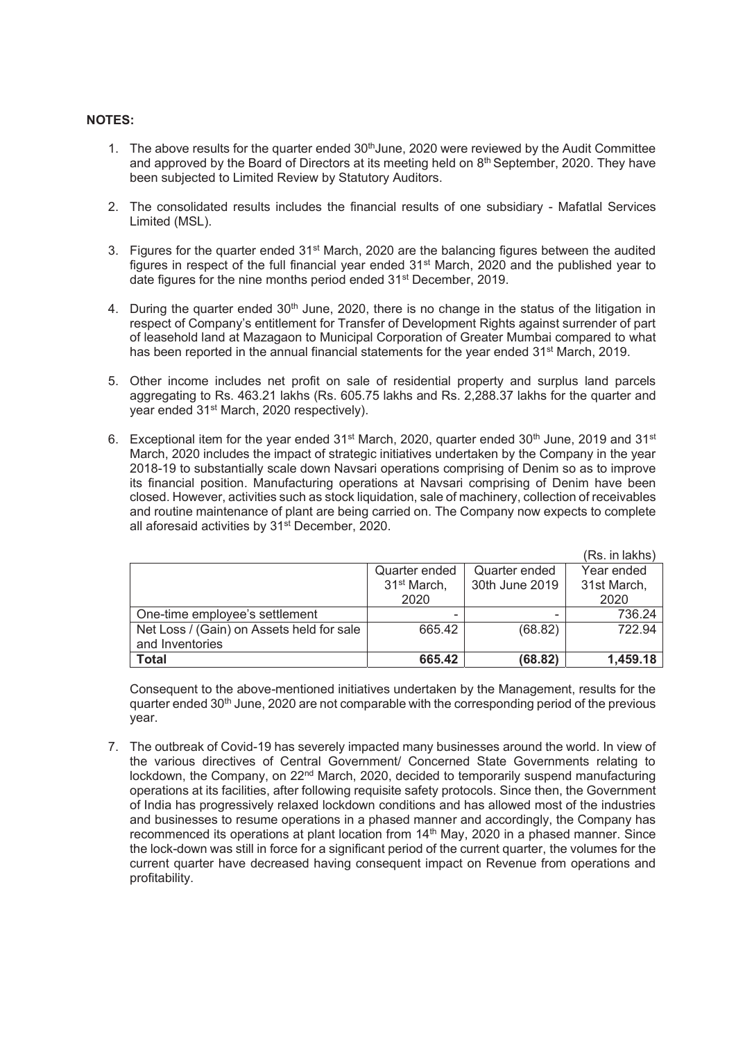**NOTES:**

1. The above results for the quarter ended 30th June, 2020 were reviewed by the Audit Committee and approved by the Board of Directors at its meeting held on 8th September, 2020. They have been subjected to Limited Review by Statutory Auditors.

2. The consolidated results includes the financial results of one subsidiary - Mafatlal Services Limited (MSL).

3. Figures for the quarter ended 31st March, 2020 are the balancing figures between the audited figures in respect of the full financial year ended 31st March, 2020 and the published year to date figures for the nine months period ended 31st December, 2019.

4. During the quarter ended 30th June, 2020, there is no change in the status of the litigation in respect of Company's entitlement for Transfer of Development Rights against surrender of part of leasehold land at Mazagaon to Municipal Corporation of Greater Mumbai compared to what has been reported in the annual financial statements for the year ended 31st March, 2019.

5. Other income includes net profit on sale of residential property and surplus land parcels aggregating to Rs. 463.21 lakhs (Rs. 605.75 lakhs and Rs. 2,288.37 lakhs for the quarter and year ended 31st March, 2020 respectively).

6. Exceptional item for the year ended 31st March, 2020, quarter ended 30th June, 2019 and 31st March, 2020 includes the impact of strategic initiatives undertaken by the Company in the year 2018-19 to substantially scale down Navsari operations comprising of Denim so as to improve its financial position. Manufacturing operations at Navsari comprising of Denim have been closed. However, activities such as stock liquidation, sale of machinery, collection of receivables and routine maintenance of plant are being carried on. The Company now expects to complete all aforesaid activities by 31st December, 2020.

(Rs. in lakhs)

| | Quarter ended 31st March, 2020 | Quarter ended 30th June 2019 | Year ended 31st March, 2020 |
|---|---|---|---|
| One-time employee's settlement | - | - | 736.24 |
| Net Loss / (Gain) on Assets held for sale and Inventories | 665.42 | (68.82) | 722.94 |
| **Total** | **665.42** | **(68.82)** | **1,459.18** |

Consequent to the above-mentioned initiatives undertaken by the Management, results for the quarter ended 30th June, 2020 are not comparable with the corresponding period of the previous year.

7. The outbreak of Covid-19 has severely impacted many businesses around the world. In view of the various directives of Central Government/ Concerned State Governments relating to lockdown, the Company, on 22nd March, 2020, decided to temporarily suspend manufacturing operations at its facilities, after following requisite safety protocols. Since then, the Government of India has progressively relaxed lockdown conditions and has allowed most of the industries and businesses to resume operations in a phased manner and accordingly, the Company has recommenced its operations at plant location from 14th May, 2020 in a phased manner. Since the lock-down was still in force for a significant period of the current quarter, the volumes for the current quarter have decreased having consequent impact on Revenue from operations and profitability.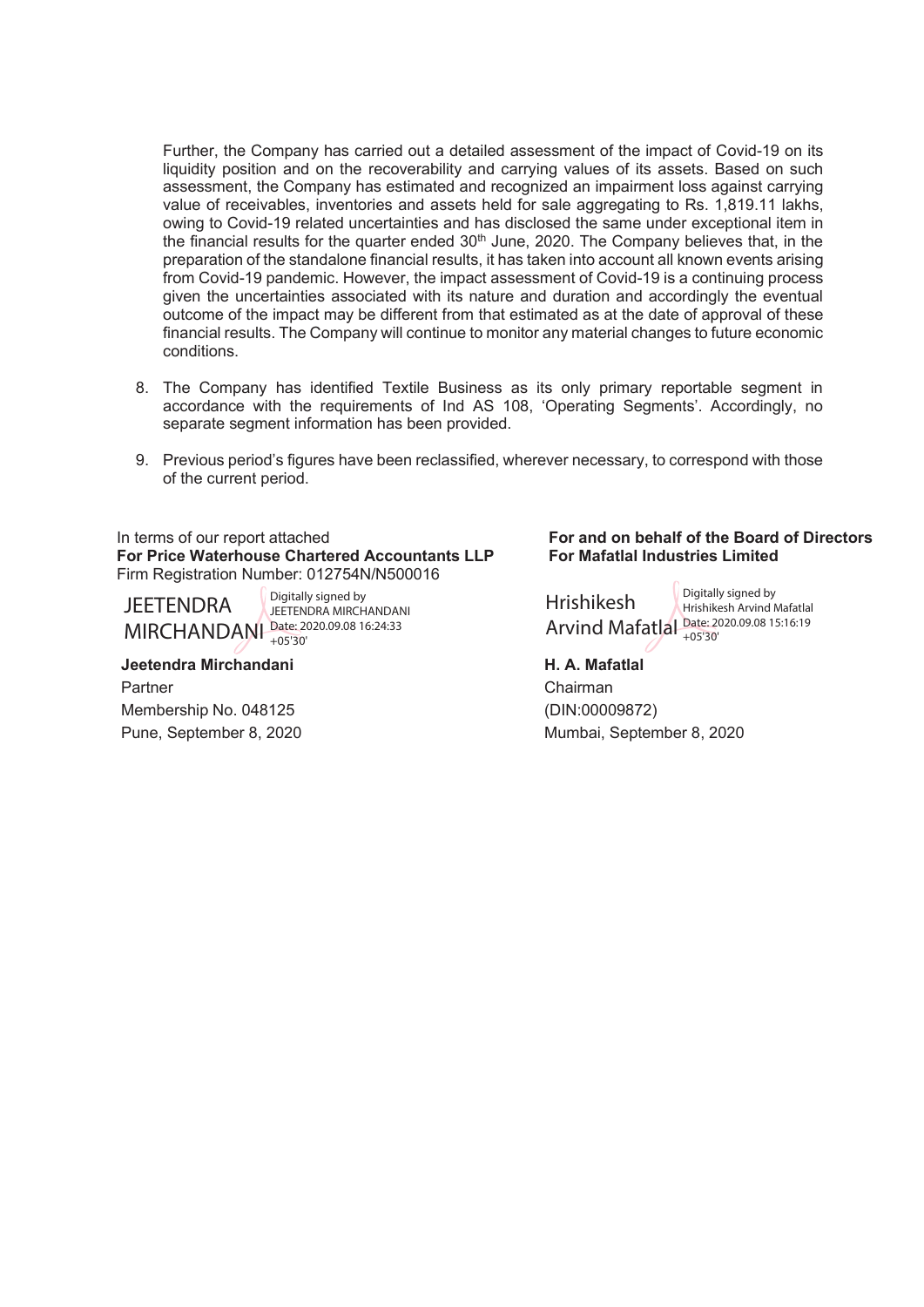Further, the Company has carried out a detailed assessment of the impact of Covid-19 on its liquidity position and on the recoverability and carrying values of its assets. Based on such assessment, the Company has estimated and recognized an impairment loss against carrying value of receivables, inventories and assets held for sale aggregating to Rs. 1,819.11 lakhs, owing to Covid-19 related uncertainties and has disclosed the same under exceptional item in the financial results for the quarter ended 30th June, 2020. The Company believes that, in the preparation of the standalone financial results, it has taken into account all known events arising from Covid-19 pandemic. However, the impact assessment of Covid-19 is a continuing process given the uncertainties associated with its nature and duration and accordingly the eventual outcome of the impact may be different from that estimated as at the date of approval of these financial results. The Company will continue to monitor any material changes to future economic conditions.

8. The Company has identified Textile Business as its only primary reportable segment in accordance with the requirements of Ind AS 108, 'Operating Segments'. Accordingly, no separate segment information has been provided.

9. Previous period's figures have been reclassified, wherever necessary, to correspond with those of the current period.

In terms of our report attached
**For Price Waterhouse Chartered Accountants LLP**
Firm Registration Number: 012754N/N500016

JEETENDRA MIRCHANDANI
Digitally signed by JEETENDRA MIRCHANDANI
Date: 2020.09.08 16:24:33 +05'30'

**Jeetendra Mirchandani**
Partner
Membership No. 048125
Pune, September 8, 2020

**For and on behalf of the Board of Directors**
**For Mafatlal Industries Limited**

Hrishikesh Arvind Mafatlal
Digitally signed by Hrishikesh Arvind Mafatlal
Date: 2020.09.08 15:16:19 +05'30'

**H. A. Mafatlal**
Chairman
(DIN:00009872)
Mumbai, September 8, 2020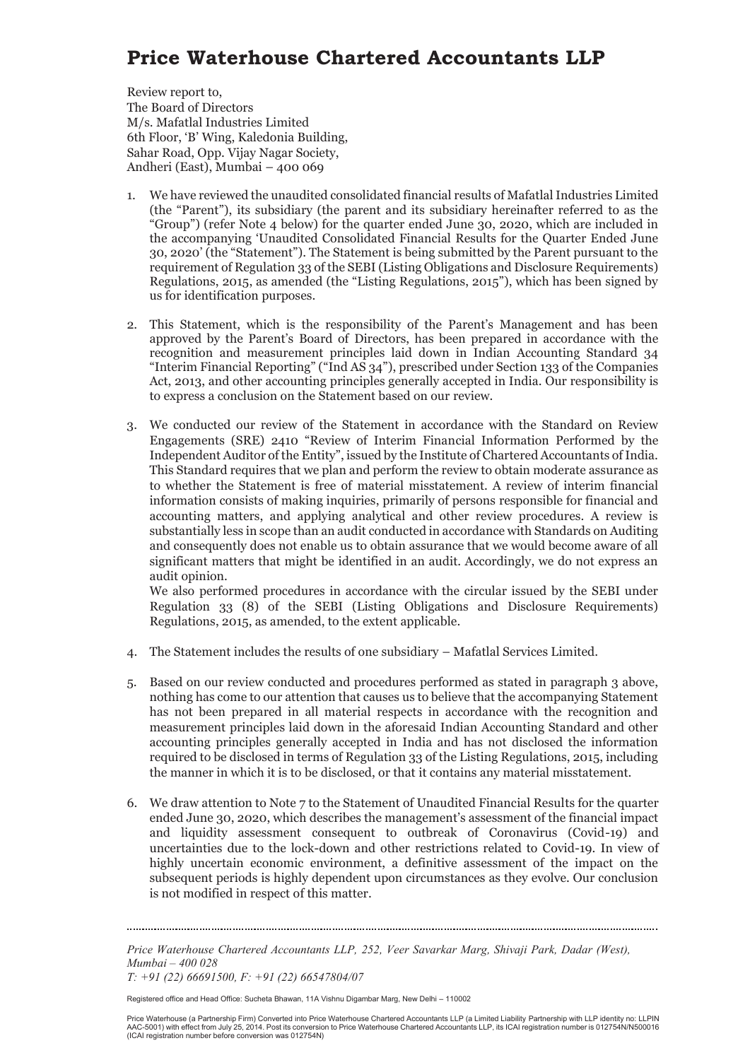# Price Waterhouse Chartered Accountants LLP

Review report to,
The Board of Directors
M/s. Mafatlal Industries Limited
6th Floor, 'B' Wing, Kaledonia Building,
Sahar Road, Opp. Vijay Nagar Society,
Andheri (East), Mumbai – 400 069

1. We have reviewed the unaudited consolidated financial results of Mafatlal Industries Limited (the "Parent"), its subsidiary (the parent and its subsidiary hereinafter referred to as the "Group") (refer Note 4 below) for the quarter ended June 30, 2020, which are included in the accompanying 'Unaudited Consolidated Financial Results for the Quarter Ended June 30, 2020' (the "Statement"). The Statement is being submitted by the Parent pursuant to the requirement of Regulation 33 of the SEBI (Listing Obligations and Disclosure Requirements) Regulations, 2015, as amended (the "Listing Regulations, 2015"), which has been signed by us for identification purposes.

2. This Statement, which is the responsibility of the Parent's Management and has been approved by the Parent's Board of Directors, has been prepared in accordance with the recognition and measurement principles laid down in Indian Accounting Standard 34 "Interim Financial Reporting" ("Ind AS 34"), prescribed under Section 133 of the Companies Act, 2013, and other accounting principles generally accepted in India. Our responsibility is to express a conclusion on the Statement based on our review.

3. We conducted our review of the Statement in accordance with the Standard on Review Engagements (SRE) 2410 "Review of Interim Financial Information Performed by the Independent Auditor of the Entity", issued by the Institute of Chartered Accountants of India. This Standard requires that we plan and perform the review to obtain moderate assurance as to whether the Statement is free of material misstatement. A review of interim financial information consists of making inquiries, primarily of persons responsible for financial and accounting matters, and applying analytical and other review procedures. A review is substantially less in scope than an audit conducted in accordance with Standards on Auditing and consequently does not enable us to obtain assurance that we would become aware of all significant matters that might be identified in an audit. Accordingly, we do not express an audit opinion.
   We also performed procedures in accordance with the circular issued by the SEBI under Regulation 33 (8) of the SEBI (Listing Obligations and Disclosure Requirements) Regulations, 2015, as amended, to the extent applicable.

4. The Statement includes the results of one subsidiary – Mafatlal Services Limited.

5. Based on our review conducted and procedures performed as stated in paragraph 3 above, nothing has come to our attention that causes us to believe that the accompanying Statement has not been prepared in all material respects in accordance with the recognition and measurement principles laid down in the aforesaid Indian Accounting Standard and other accounting principles generally accepted in India and has not disclosed the information required to be disclosed in terms of Regulation 33 of the Listing Regulations, 2015, including the manner in which it is to be disclosed, or that it contains any material misstatement.

6. We draw attention to Note 7 to the Statement of Unaudited Financial Results for the quarter ended June 30, 2020, which describes the management's assessment of the financial impact and liquidity assessment consequent to outbreak of Coronavirus (Covid-19) and uncertainties due to the lock-down and other restrictions related to Covid-19. In view of highly uncertain economic environment, a definitive assessment of the impact on the subsequent periods is highly dependent upon circumstances as they evolve. Our conclusion is not modified in respect of this matter.

*Price Waterhouse Chartered Accountants LLP, 252, Veer Savarkar Marg, Shivaji Park, Dadar (West), Mumbai – 400 028*
*T: +91 (22) 66691500, F: +91 (22) 66547804/07*

Registered office and Head Office: Sucheta Bhawan, 11A Vishnu Digambar Marg, New Delhi – 110002

Price Waterhouse (a Partnership Firm) Converted into Price Waterhouse Chartered Accountants LLP (a Limited Liability Partnership with LLP identity no: LLPIN AAC-5001) with effect from July 25, 2014. Post its conversion to Price Waterhouse Chartered Accountants LLP, its ICAI registration number is 012754N/N500016 (ICAI registration number before conversion was 012754N)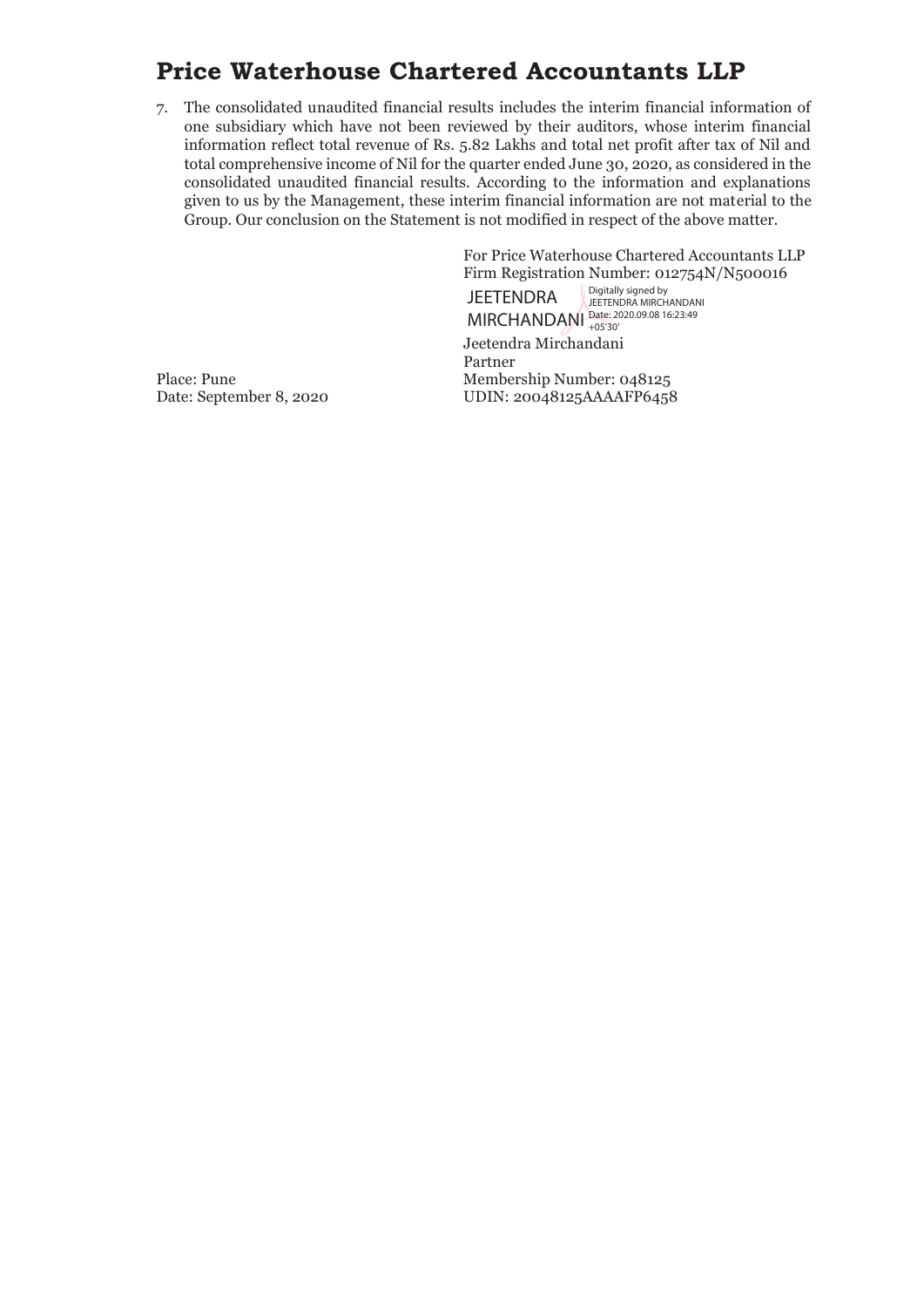# Price Waterhouse Chartered Accountants LLP

7. The consolidated unaudited financial results includes the interim financial information of one subsidiary which have not been reviewed by their auditors, whose interim financial information reflect total revenue of Rs. 5.82 Lakhs and total net profit after tax of Nil and total comprehensive income of Nil for the quarter ended June 30, 2020, as considered in the consolidated unaudited financial results. According to the information and explanations given to us by the Management, these interim financial information are not material to the Group. Our conclusion on the Statement is not modified in respect of the above matter.

For Price Waterhouse Chartered Accountants LLP
Firm Registration Number: 012754N/N500016

JEETENDRA MIRCHANDANI
Digitally signed by JEETENDRA MIRCHANDANI
Date: 2020.09.08 16:23:49 +05'30'

Jeetendra Mirchandani
Partner
Membership Number: 048125
UDIN: 20048125AAAAFP6458

Place: Pune
Date: September 8, 2020